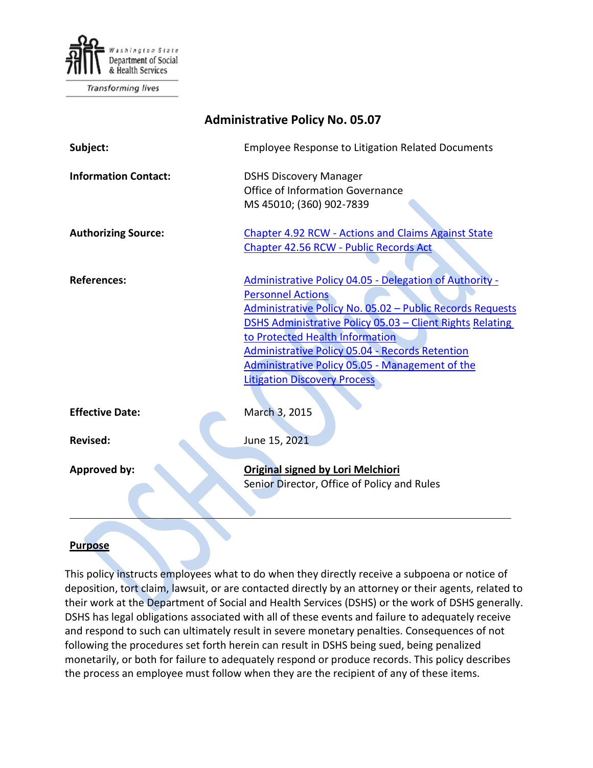Washington State Department of Social & Health Services

Transforming lives

# Administrative Policy No. 05.07

| | |
|---|---|
| **Subject:** | Employee Response to Litigation Related Documents |
| **Information Contact:** | DSHS Discovery Manager<br>Office of Information Governance<br>MS 45010; (360) 902-7839 |
| **Authorizing Source:** | Chapter 4.92 RCW - Actions and Claims Against State<br>Chapter 42.56 RCW - Public Records Act |
| **References:** | Administrative Policy 04.05 - Delegation of Authority - Personnel Actions<br>Administrative Policy No. 05.02 – Public Records Requests<br>DSHS Administrative Policy 05.03 – Client Rights Relating to Protected Health Information<br>Administrative Policy 05.04 - Records Retention<br>Administrative Policy 05.05 - Management of the Litigation Discovery Process |
| **Effective Date:** | March 3, 2015 |
| **Revised:** | June 15, 2021 |
| **Approved by:** | **Original signed by Lori Melchiori**<br>Senior Director, Office of Policy and Rules |

---

## Purpose

This policy instructs employees what to do when they directly receive a subpoena or notice of deposition, tort claim, lawsuit, or are contacted directly by an attorney or their agents, related to their work at the Department of Social and Health Services (DSHS) or the work of DSHS generally. DSHS has legal obligations associated with all of these events and failure to adequately receive and respond to such can ultimately result in severe monetary penalties. Consequences of not following the procedures set forth herein can result in DSHS being sued, being penalized monetarily, or both for failure to adequately respond or produce records. This policy describes the process an employee must follow when they are the recipient of any of these items.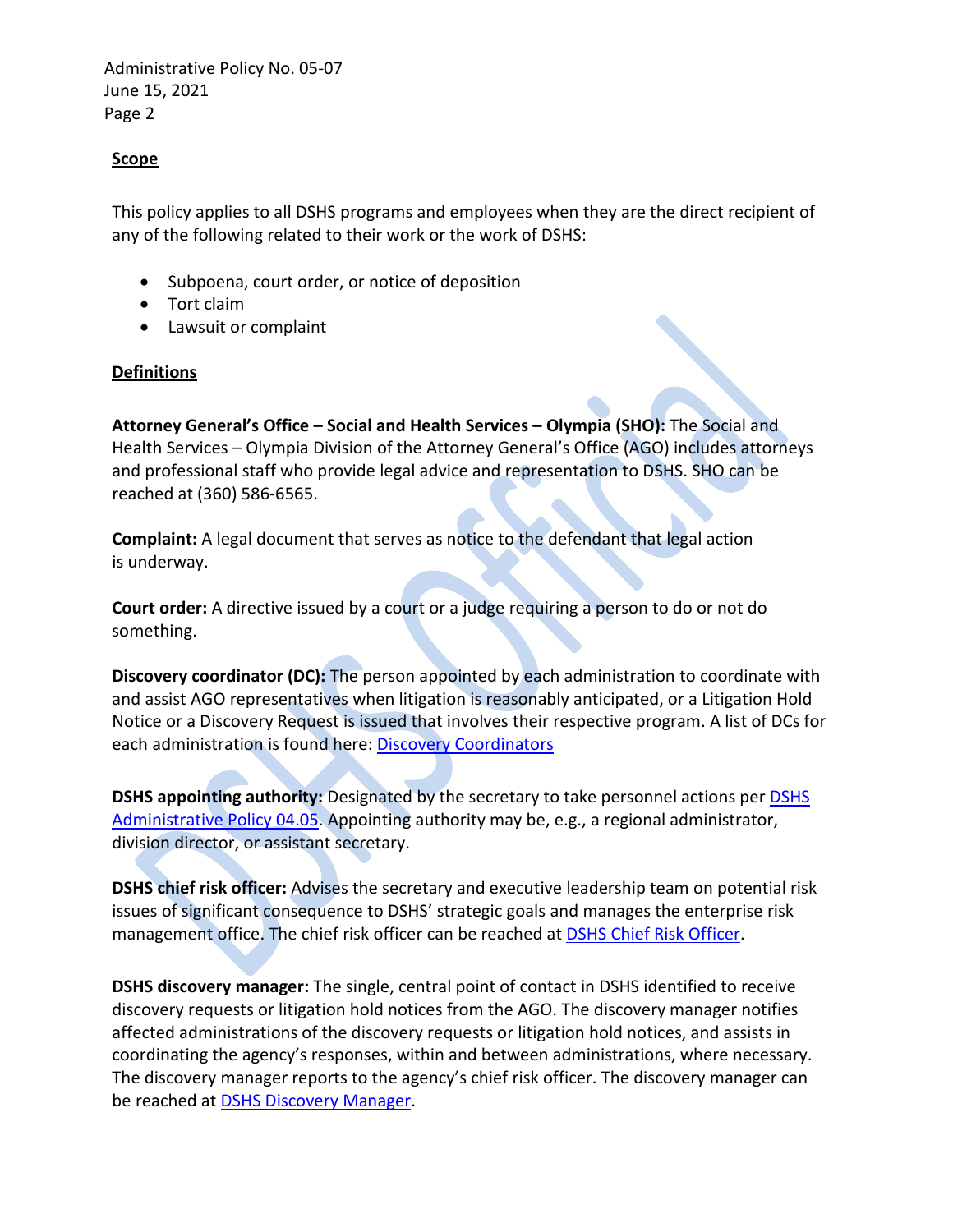## Scope

This policy applies to all DSHS programs and employees when they are the direct recipient of any of the following related to their work or the work of DSHS:

- Subpoena, court order, or notice of deposition
- Tort claim
- Lawsuit or complaint

## Definitions

**Attorney General's Office – Social and Health Services – Olympia (SHO):** The Social and Health Services – Olympia Division of the Attorney General's Office (AGO) includes attorneys and professional staff who provide legal advice and representation to DSHS. SHO can be reached at (360) 586-6565.

**Complaint:** A legal document that serves as notice to the defendant that legal action is underway.

**Court order:** A directive issued by a court or a judge requiring a person to do or not do something.

**Discovery coordinator (DC):** The person appointed by each administration to coordinate with and assist AGO representatives when litigation is reasonably anticipated, or a Litigation Hold Notice or a Discovery Request is issued that involves their respective program. A list of DCs for each administration is found here: Discovery Coordinators

**DSHS appointing authority:** Designated by the secretary to take personnel actions per DSHS Administrative Policy 04.05. Appointing authority may be, e.g., a regional administrator, division director, or assistant secretary.

**DSHS chief risk officer:** Advises the secretary and executive leadership team on potential risk issues of significant consequence to DSHS' strategic goals and manages the enterprise risk management office. The chief risk officer can be reached at DSHS Chief Risk Officer.

**DSHS discovery manager:** The single, central point of contact in DSHS identified to receive discovery requests or litigation hold notices from the AGO. The discovery manager notifies affected administrations of the discovery requests or litigation hold notices, and assists in coordinating the agency's responses, within and between administrations, where necessary. The discovery manager reports to the agency's chief risk officer. The discovery manager can be reached at DSHS Discovery Manager.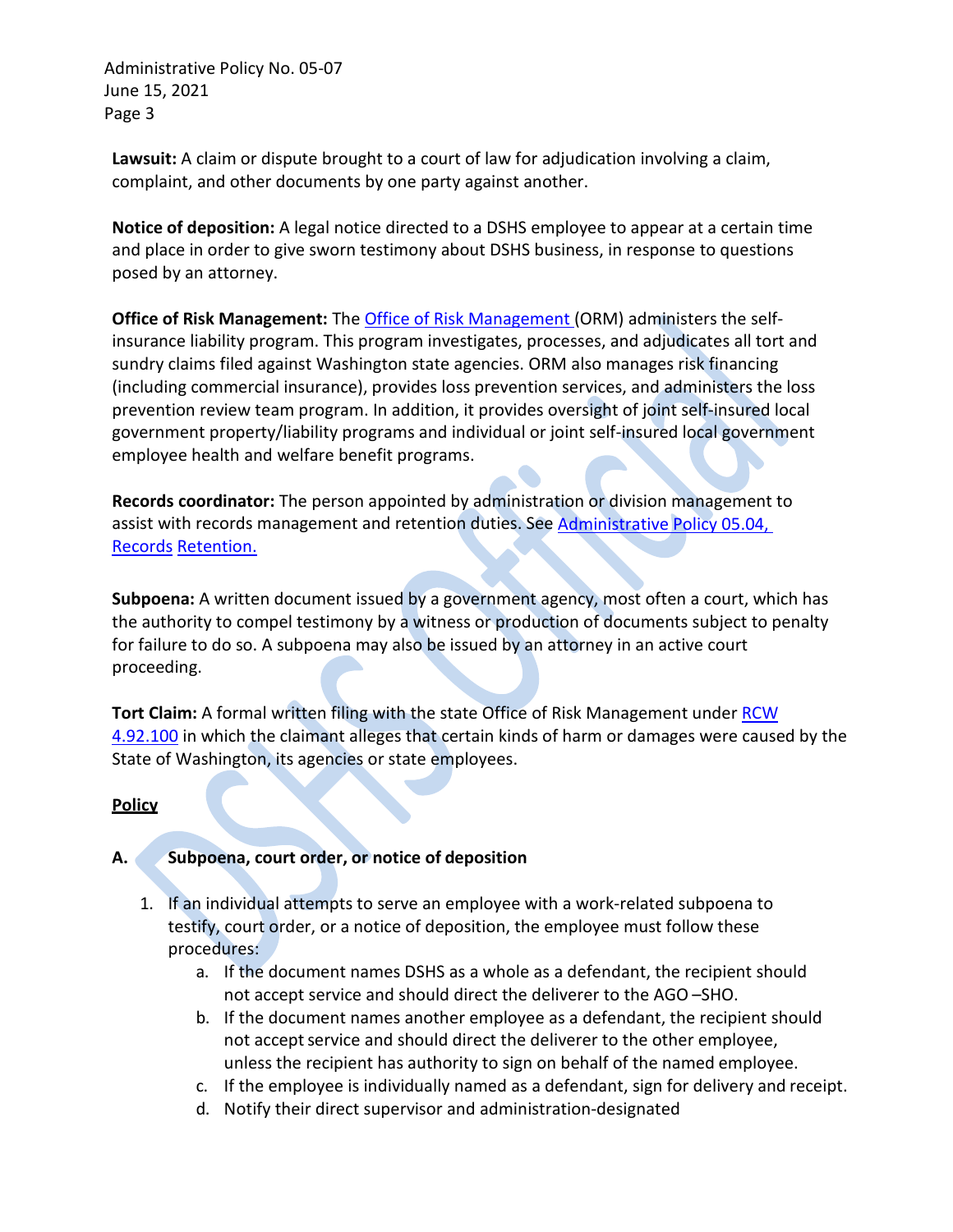**Lawsuit:** A claim or dispute brought to a court of law for adjudication involving a claim, complaint, and other documents by one party against another.

**Notice of deposition:** A legal notice directed to a DSHS employee to appear at a certain time and place in order to give sworn testimony about DSHS business, in response to questions posed by an attorney.

**Office of Risk Management:** The Office of Risk Management (ORM) administers the self-insurance liability program. This program investigates, processes, and adjudicates all tort and sundry claims filed against Washington state agencies. ORM also manages risk financing (including commercial insurance), provides loss prevention services, and administers the loss prevention review team program. In addition, it provides oversight of joint self-insured local government property/liability programs and individual or joint self-insured local government employee health and welfare benefit programs.

**Records coordinator:** The person appointed by administration or division management to assist with records management and retention duties. See Administrative Policy 05.04, Records Retention.

**Subpoena:** A written document issued by a government agency, most often a court, which has the authority to compel testimony by a witness or production of documents subject to penalty for failure to do so. A subpoena may also be issued by an attorney in an active court proceeding.

**Tort Claim:** A formal written filing with the state Office of Risk Management under RCW 4.92.100 in which the claimant alleges that certain kinds of harm or damages were caused by the State of Washington, its agencies or state employees.

## Policy

### A. Subpoena, court order, or notice of deposition

1. If an individual attempts to serve an employee with a work-related subpoena to testify, court order, or a notice of deposition, the employee must follow these procedures:
   a. If the document names DSHS as a whole as a defendant, the recipient should not accept service and should direct the deliverer to the AGO –SHO.
   b. If the document names another employee as a defendant, the recipient should not accept service and should direct the deliverer to the other employee, unless the recipient has authority to sign on behalf of the named employee.
   c. If the employee is individually named as a defendant, sign for delivery and receipt.
   d. Notify their direct supervisor and administration-designated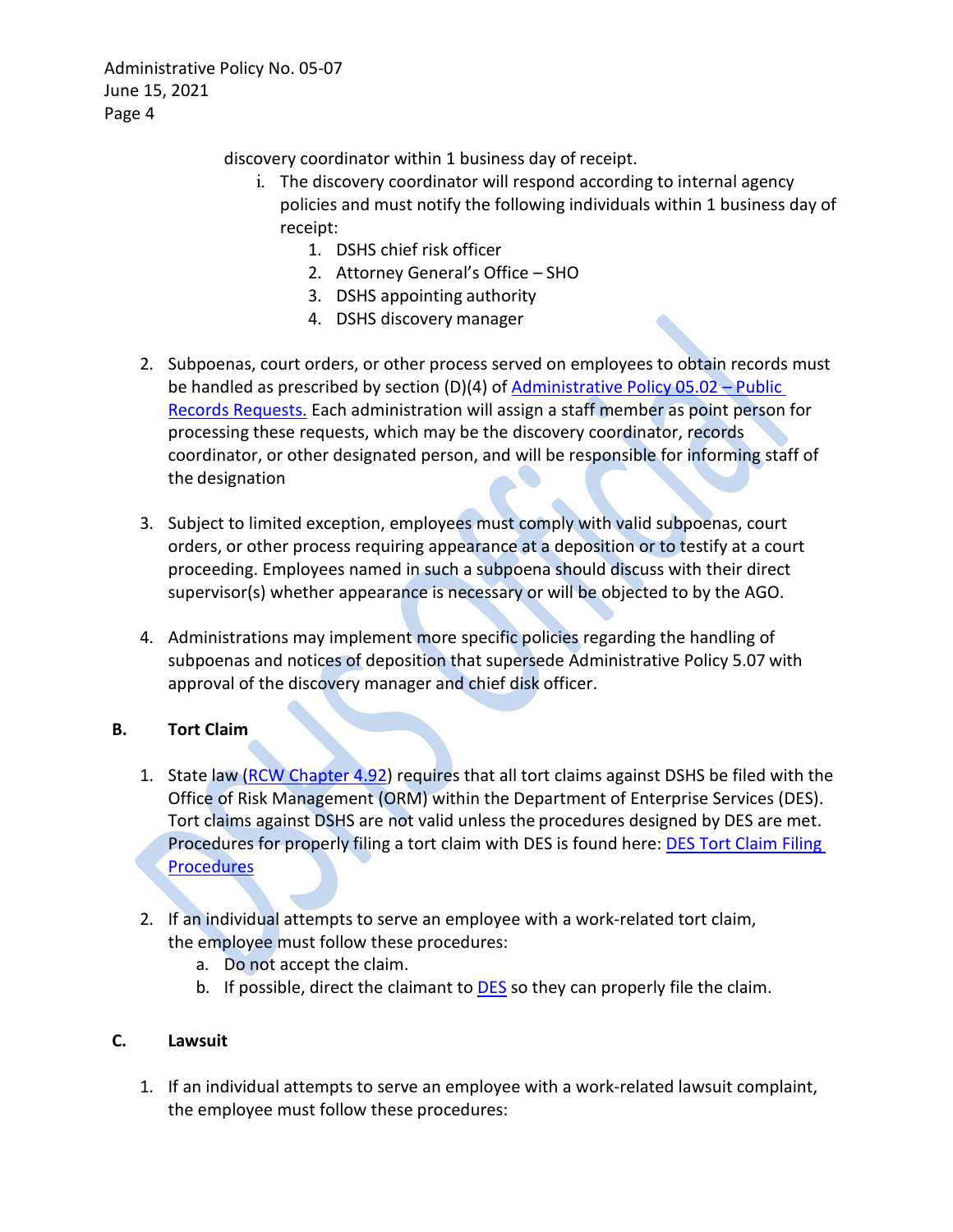discovery coordinator within 1 business day of receipt.

   i. The discovery coordinator will respond according to internal agency policies and must notify the following individuals within 1 business day of receipt:
      1. DSHS chief risk officer
      2. Attorney General's Office – SHO
      3. DSHS appointing authority
      4. DSHS discovery manager

2. Subpoenas, court orders, or other process served on employees to obtain records must be handled as prescribed by section (D)(4) of [Administrative Policy 05.02 – Public Records Requests.](#) Each administration will assign a staff member as point person for processing these requests, which may be the discovery coordinator, records coordinator, or other designated person, and will be responsible for informing staff of the designation

3. Subject to limited exception, employees must comply with valid subpoenas, court orders, or other process requiring appearance at a deposition or to testify at a court proceeding. Employees named in such a subpoena should discuss with their direct supervisor(s) whether appearance is necessary or will be objected to by the AGO.

4. Administrations may implement more specific policies regarding the handling of subpoenas and notices of deposition that supersede Administrative Policy 5.07 with approval of the discovery manager and chief disk officer.

## B. Tort Claim

1. State law ([RCW Chapter 4.92](#)) requires that all tort claims against DSHS be filed with the Office of Risk Management (ORM) within the Department of Enterprise Services (DES). Tort claims against DSHS are not valid unless the procedures designed by DES are met. Procedures for properly filing a tort claim with DES is found here: [DES Tort Claim Filing Procedures](#)

2. If an individual attempts to serve an employee with a work-related tort claim, the employee must follow these procedures:
   a. Do not accept the claim.
   b. If possible, direct the claimant to [DES](#) so they can properly file the claim.

## C. Lawsuit

1. If an individual attempts to serve an employee with a work-related lawsuit complaint, the employee must follow these procedures: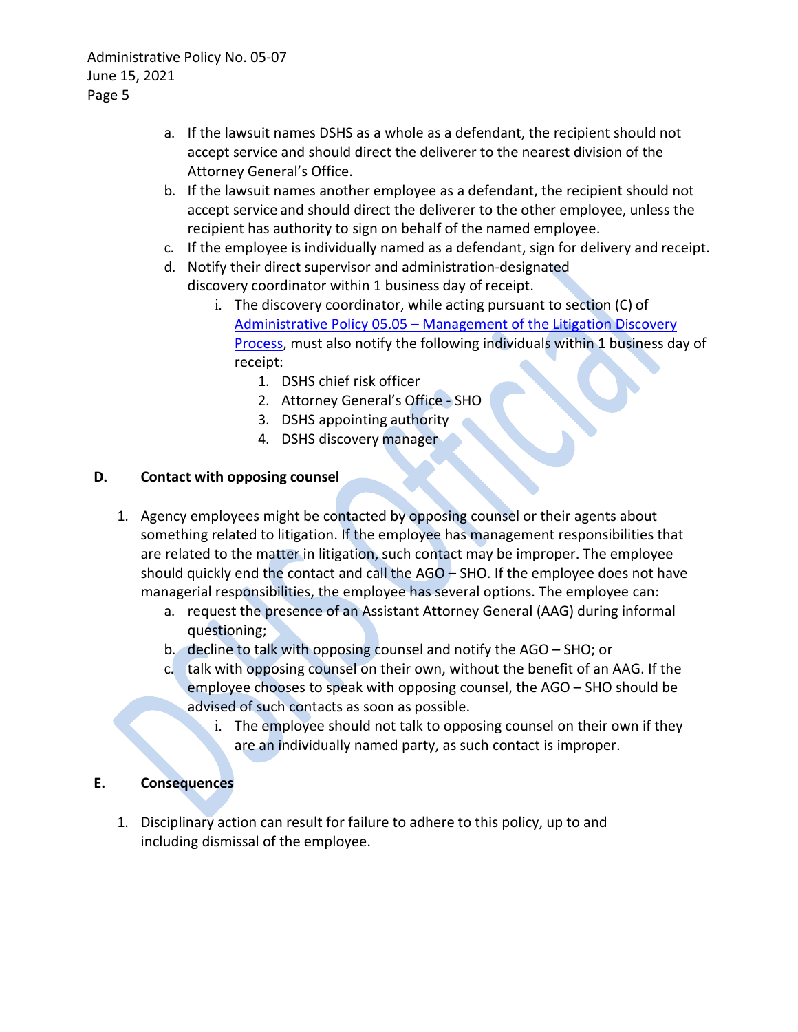a. If the lawsuit names DSHS as a whole as a defendant, the recipient should not accept service and should direct the deliverer to the nearest division of the Attorney General's Office.
b. If the lawsuit names another employee as a defendant, the recipient should not accept service and should direct the deliverer to the other employee, unless the recipient has authority to sign on behalf of the named employee.
c. If the employee is individually named as a defendant, sign for delivery and receipt.
d. Notify their direct supervisor and administration-designated discovery coordinator within 1 business day of receipt.
    i. The discovery coordinator, while acting pursuant to section (C) of Administrative Policy 05.05 – Management of the Litigation Discovery Process, must also notify the following individuals within 1 business day of receipt:
        1. DSHS chief risk officer
        2. Attorney General's Office - SHO
        3. DSHS appointing authority
        4. DSHS discovery manager

**D. Contact with opposing counsel**

1. Agency employees might be contacted by opposing counsel or their agents about something related to litigation. If the employee has management responsibilities that are related to the matter in litigation, such contact may be improper. The employee should quickly end the contact and call the AGO – SHO. If the employee does not have managerial responsibilities, the employee has several options. The employee can:
    a. request the presence of an Assistant Attorney General (AAG) during informal questioning;
    b. decline to talk with opposing counsel and notify the AGO – SHO; or
    c. talk with opposing counsel on their own, without the benefit of an AAG. If the employee chooses to speak with opposing counsel, the AGO – SHO should be advised of such contacts as soon as possible.
        i. The employee should not talk to opposing counsel on their own if they are an individually named party, as such contact is improper.

**E. Consequences**

1. Disciplinary action can result for failure to adhere to this policy, up to and including dismissal of the employee.